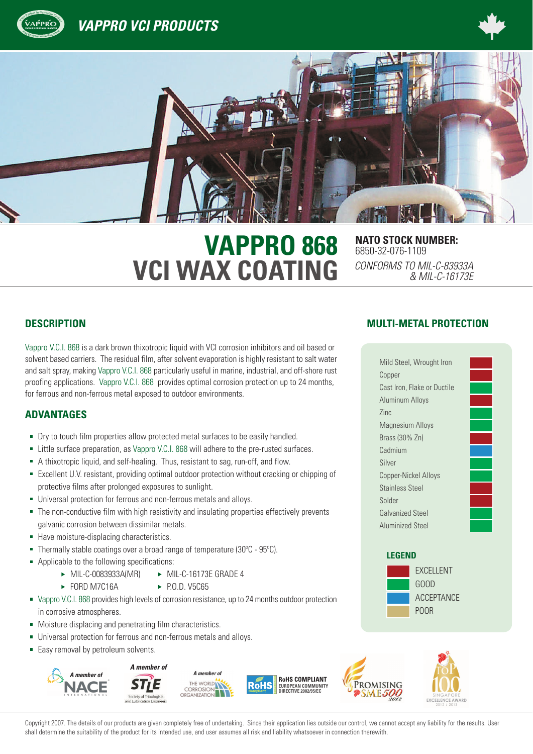# VAPPRO VCI PRODUCTS

# VAPPRO 868 VCI WAX COATING

**NATO STOCK NUMBER:**
6850-32-076-1109

*CONFORMS TO MIL-C-83933A & MIL-C-16173E*

## DESCRIPTION

Vappro V.C.I. 868 is a dark brown thixotropic liquid with VCI corrosion inhibitors and oil based or solvent based carriers. The residual film, after solvent evaporation is highly resistant to salt water and salt spray, making Vappro V.C.I. 868 particularly useful in marine, industrial, and off-shore rust proofing applications. Vappro V.C.I. 868 provides optimal corrosion protection up to 24 months, for ferrous and non-ferrous metal exposed to outdoor environments.

## ADVANTAGES

- Dry to touch film properties allow protected metal surfaces to be easily handled.
- Little surface preparation, as Vappro V.C.I. 868 will adhere to the pre-rusted surfaces.
- A thixotropic liquid, and self-healing. Thus, resistant to sag, run-off, and flow.
- Excellent U.V. resistant, providing optimal outdoor protection without cracking or chipping of protective films after prolonged exposures to sunlight.
- Universal protection for ferrous and non-ferrous metals and alloys.
- The non-conductive film with high resistivity and insulating properties effectively prevents galvanic corrosion between dissimilar metals.
- Have moisture-displacing characteristics.
- Thermally stable coatings over a broad range of temperature (30ºC - 95ºC).
- Applicable to the following specifications:
  - MIL-C-0083933A(MR)
  - MIL-C-16173E GRADE 4
  - FORD M7C16A
  - P.O.D. V5C65
- Vappro V.C.I. 868 provides high levels of corrosion resistance, up to 24 months outdoor protection in corrosive atmospheres.
- Moisture displacing and penetrating film characteristics.
- Universal protection for ferrous and non-ferrous metals and alloys.
- Easy removal by petroleum solvents.

## MULTI-METAL PROTECTION

| Metal | Rating |
|---|---|
| Mild Steel, Wrought Iron | Excellent |
| Copper | Excellent |
| Cast Iron, Flake or Ductile | Good |
| Aluminum Alloys | Excellent |
| Zinc | Good |
| Magnesium Alloys | Good |
| Brass (30% Zn) | Excellent |
| Cadmium | Acceptance |
| Silver | Good |
| Copper-Nickel Alloys | Good |
| Stainless Steel | Excellent |
| Solder | Excellent |
| Galvanized Steel | Good |
| Aluminized Steel | Good |

**LEGEND**

- EXCELLENT
- GOOD
- ACCEPTANCE
- POOR

A member of NACE International · A member of STLE Society of Tribologists and Lubrication Engineers · A member of The World Corrosion Organization · RoHS COMPLIANT EUROPEAN COMMUNITY DIRECTIVE 2002/95/EC · Promising SME 500 2012 · Singapore Top 100 Excellence Award 2012 / 2013

Copyright 2007. The details of our products are given completely free of undertaking. Since their application lies outside our control, we cannot accept any liability for the results. User shall determine the suitability of the product for its intended use, and user assumes all risk and liability whatsoever in connection therewith.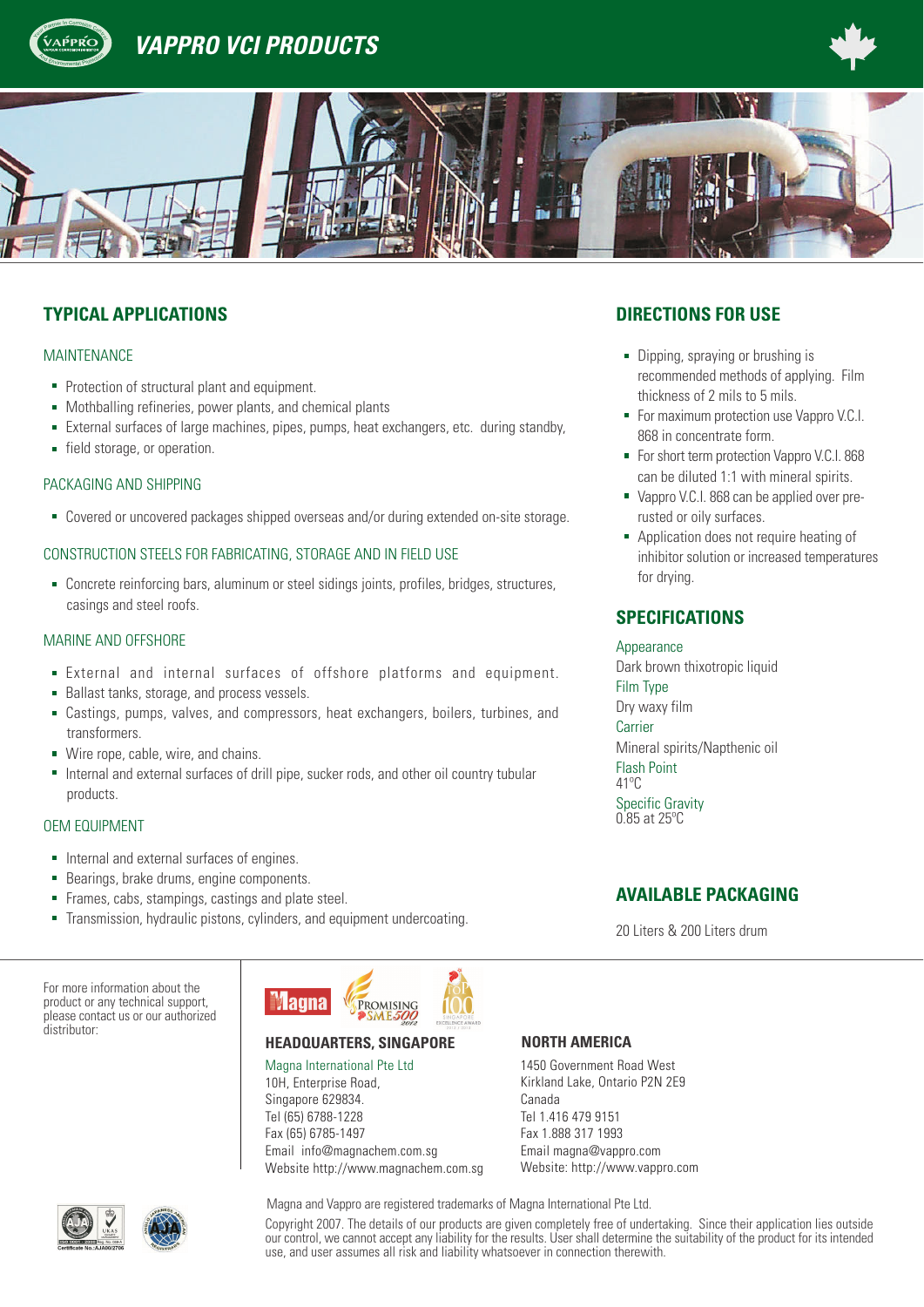# VAPPRO VCI PRODUCTS

## TYPICAL APPLICATIONS

### MAINTENANCE

- Protection of structural plant and equipment.
- Mothballing refineries, power plants, and chemical plants
- External surfaces of large machines, pipes, pumps, heat exchangers, etc. during standby,
- field storage, or operation.

### PACKAGING AND SHIPPING

- Covered or uncovered packages shipped overseas and/or during extended on-site storage.

### CONSTRUCTION STEELS FOR FABRICATING, STORAGE AND IN FIELD USE

- Concrete reinforcing bars, aluminum or steel sidings joints, profiles, bridges, structures, casings and steel roofs.

### MARINE AND OFFSHORE

- External and internal surfaces of offshore platforms and equipment.
- Ballast tanks, storage, and process vessels.
- Castings, pumps, valves, and compressors, heat exchangers, boilers, turbines, and transformers.
- Wire rope, cable, wire, and chains.
- Internal and external surfaces of drill pipe, sucker rods, and other oil country tubular products.

### OEM EQUIPMENT

- Internal and external surfaces of engines.
- Bearings, brake drums, engine components.
- Frames, cabs, stampings, castings and plate steel.
- Transmission, hydraulic pistons, cylinders, and equipment undercoating.

## DIRECTIONS FOR USE

- Dipping, spraying or brushing is recommended methods of applying. Film thickness of 2 mils to 5 mils.
- For maximum protection use Vappro V.C.I. 868 in concentrate form.
- For short term protection Vappro V.C.I. 868 can be diluted 1:1 with mineral spirits.
- Vappro V.C.I. 868 can be applied over pre-rusted or oily surfaces.
- Application does not require heating of inhibitor solution or increased temperatures for drying.

## SPECIFICATIONS

Appearance
Dark brown thixotropic liquid

Film Type
Dry waxy film

Carrier
Mineral spirits/Napthenic oil

Flash Point
41°C

Specific Gravity
0.85 at 25°C

## AVAILABLE PACKAGING

20 Liters & 200 Liters drum

For more information about the product or any technical support, please contact us or our authorized distributor:

### HEADQUARTERS, SINGAPORE

Magna International Pte Ltd
10H, Enterprise Road,
Singapore 629834.
Tel (65) 6788-1228
Fax (65) 6785-1497
Email info@magnachem.com.sg
Website http://www.magnachem.com.sg

### NORTH AMERICA

1450 Government Road West
Kirkland Lake, Ontario P2N 2E9
Canada
Tel 1.416 479 9151
Fax 1.888 317 1993
Email magna@vappro.com
Website: http://www.vappro.com

Magna and Vappro are registered trademarks of Magna International Pte Ltd.

Copyright 2007. The details of our products are given completely free of undertaking. Since their application lies outside our control, we cannot accept any liability for the results. User shall determine the suitability of the product for its intended use, and user assumes all risk and liability whatsoever in connection therewith.